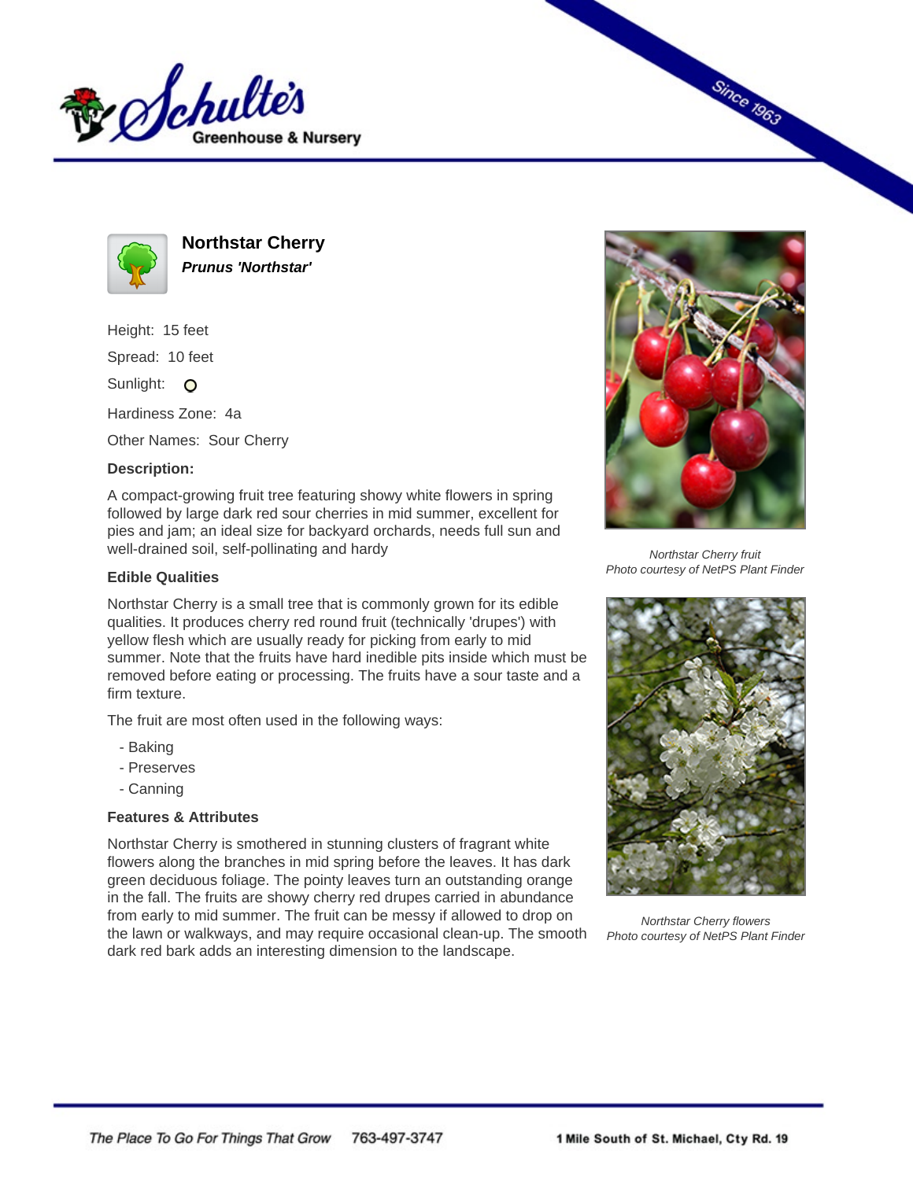# Northstar Cherry

***Prunus 'Northstar'***

Height: 15 feet

Spread: 10 feet

Sunlight:

Hardiness Zone: 4a

Other Names: Sour Cherry

**Description:**

A compact-growing fruit tree featuring showy white flowers in spring followed by large dark red sour cherries in mid summer, excellent for pies and jam; an ideal size for backyard orchards, needs full sun and well-drained soil, self-pollinating and hardy

*Northstar Cherry fruit*
*Photo courtesy of NetPS Plant Finder*

### Edible Qualities

Northstar Cherry is a small tree that is commonly grown for its edible qualities. It produces cherry red round fruit (technically 'drupes') with yellow flesh which are usually ready for picking from early to mid summer. Note that the fruits have hard inedible pits inside which must be removed before eating or processing. The fruits have a sour taste and a firm texture.

The fruit are most often used in the following ways:

- Baking
- Preserves
- Canning

### Features & Attributes

Northstar Cherry is smothered in stunning clusters of fragrant white flowers along the branches in mid spring before the leaves. It has dark green deciduous foliage. The pointy leaves turn an outstanding orange in the fall. The fruits are showy cherry red drupes carried in abundance from early to mid summer. The fruit can be messy if allowed to drop on the lawn or walkways, and may require occasional clean-up. The smooth dark red bark adds an interesting dimension to the landscape.

*Northstar Cherry flowers*
*Photo courtesy of NetPS Plant Finder*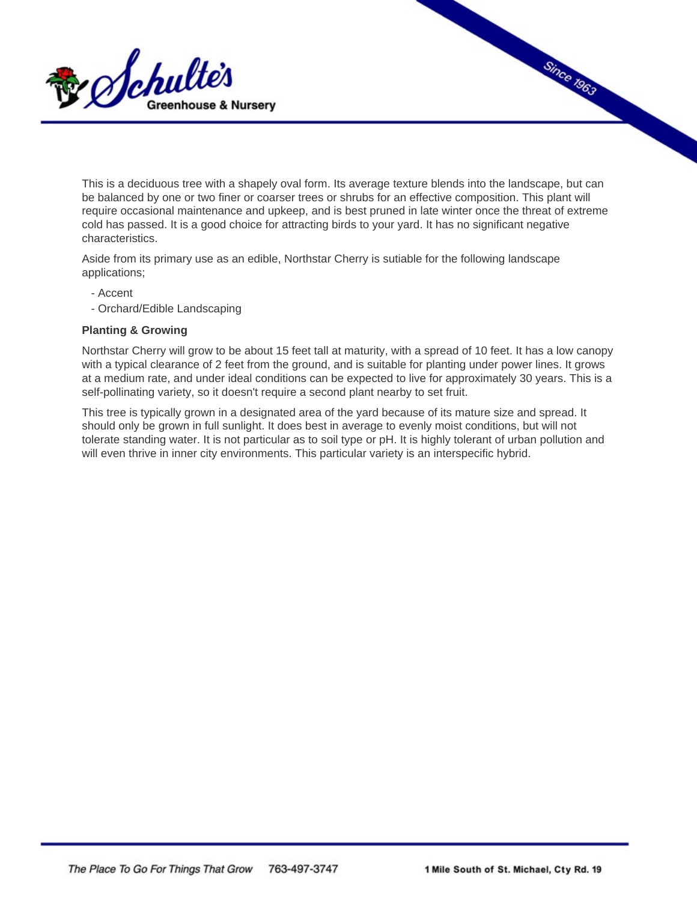This is a deciduous tree with a shapely oval form. Its average texture blends into the landscape, but can be balanced by one or two finer or coarser trees or shrubs for an effective composition. This plant will require occasional maintenance and upkeep, and is best pruned in late winter once the threat of extreme cold has passed. It is a good choice for attracting birds to your yard. It has no significant negative characteristics.

Aside from its primary use as an edible, Northstar Cherry is sutiable for the following landscape applications;

- Accent
- Orchard/Edible Landscaping

**Planting & Growing**

Northstar Cherry will grow to be about 15 feet tall at maturity, with a spread of 10 feet. It has a low canopy with a typical clearance of 2 feet from the ground, and is suitable for planting under power lines. It grows at a medium rate, and under ideal conditions can be expected to live for approximately 30 years. This is a self-pollinating variety, so it doesn't require a second plant nearby to set fruit.

This tree is typically grown in a designated area of the yard because of its mature size and spread. It should only be grown in full sunlight. It does best in average to evenly moist conditions, but will not tolerate standing water. It is not particular as to soil type or pH. It is highly tolerant of urban pollution and will even thrive in inner city environments. This particular variety is an interspecific hybrid.